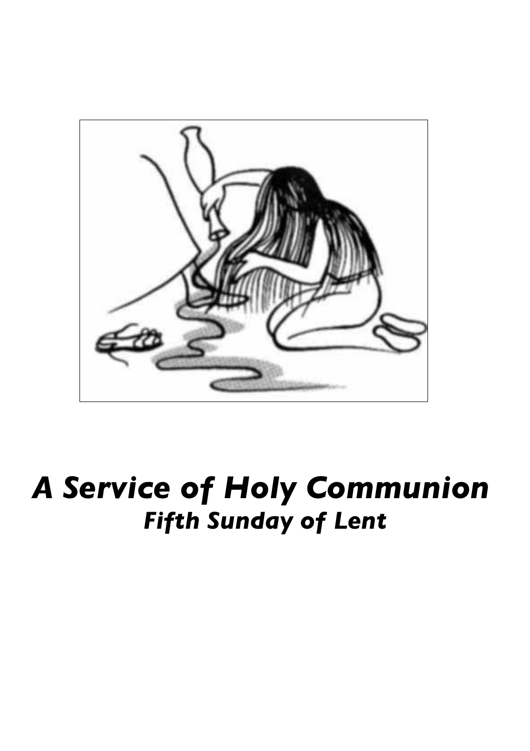# *A Service of Holy Communion*

## *Fifth Sunday of Lent*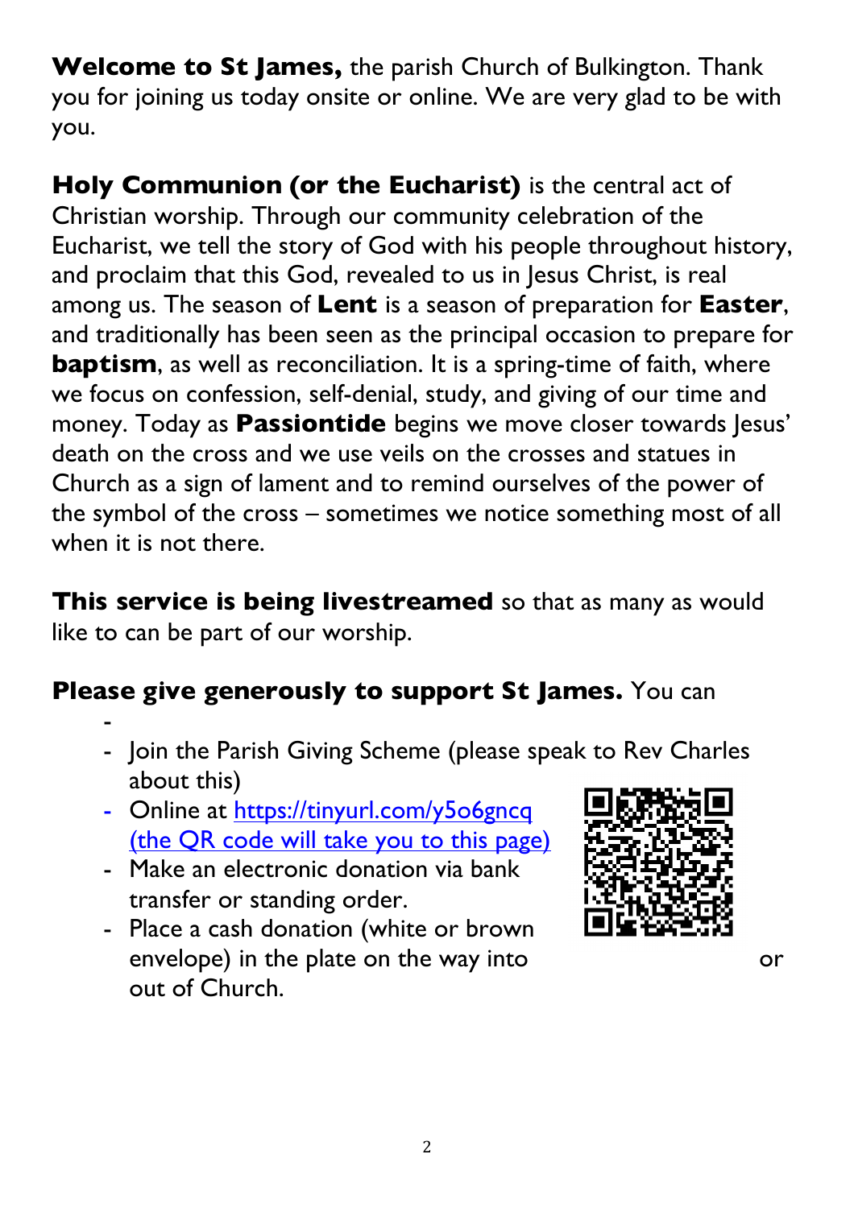**Welcome to St James,** the parish Church of Bulkington. Thank you for joining us today onsite or online. We are very glad to be with you.

**Holy Communion (or the Eucharist)** is the central act of Christian worship. Through our community celebration of the Eucharist, we tell the story of God with his people throughout history, and proclaim that this God, revealed to us in Jesus Christ, is real among us. The season of **Lent** is a season of preparation for **Easter**, and traditionally has been seen as the principal occasion to prepare for **baptism**, as well as reconciliation. It is a spring-time of faith, where we focus on confession, self-denial, study, and giving of our time and money. Today as **Passiontide** begins we move closer towards Jesus' death on the cross and we use veils on the crosses and statues in Church as a sign of lament and to remind ourselves of the power of the symbol of the cross – sometimes we notice something most of all when it is not there.

**This service is being livestreamed** so that as many as would like to can be part of our worship.

**Please give generously to support St James.** You can

- Join the Parish Giving Scheme (please speak to Rev Charles about this)
- Online at https://tinyurl.com/y5o6gncq (the QR code will take you to this page)
- Make an electronic donation via bank transfer or standing order.
- Place a cash donation (white or brown envelope) in the plate on the way into or out of Church.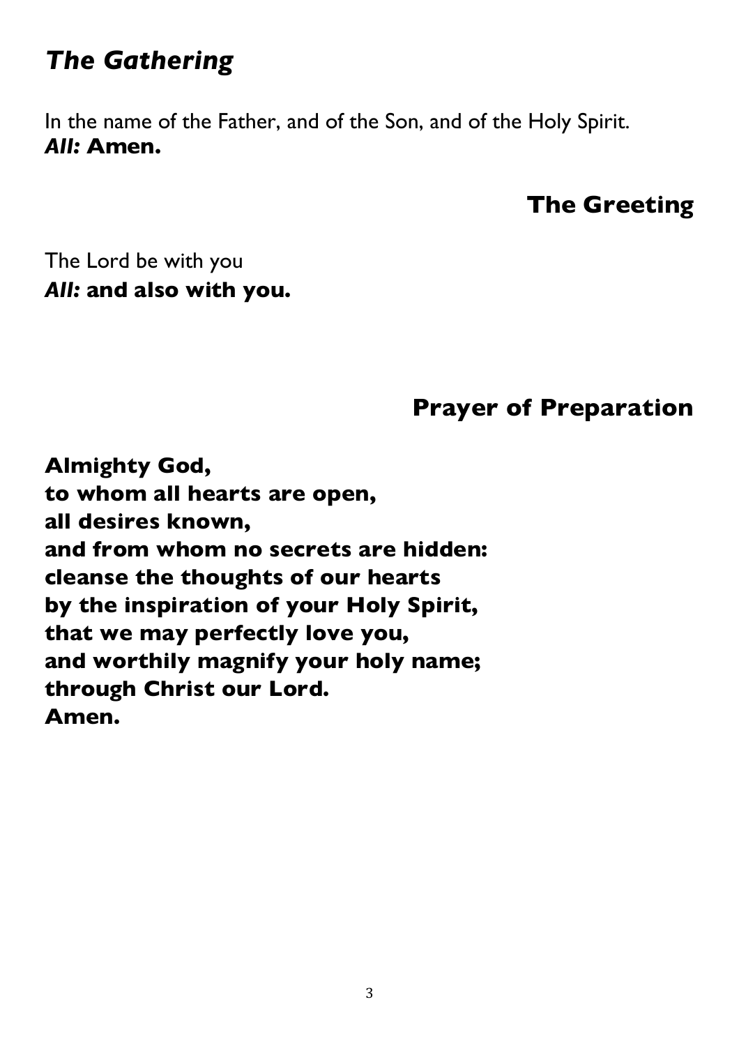## *The Gathering*

In the name of the Father, and of the Son, and of the Holy Spirit.
***All:*** **Amen.**

### The Greeting

The Lord be with you
***All:*** **and also with you.**

### Prayer of Preparation

**Almighty God,**
**to whom all hearts are open,**
**all desires known,**
**and from whom no secrets are hidden:**
**cleanse the thoughts of our hearts**
**by the inspiration of your Holy Spirit,**
**that we may perfectly love you,**
**and worthily magnify your holy name;**
**through Christ our Lord.**
**Amen.**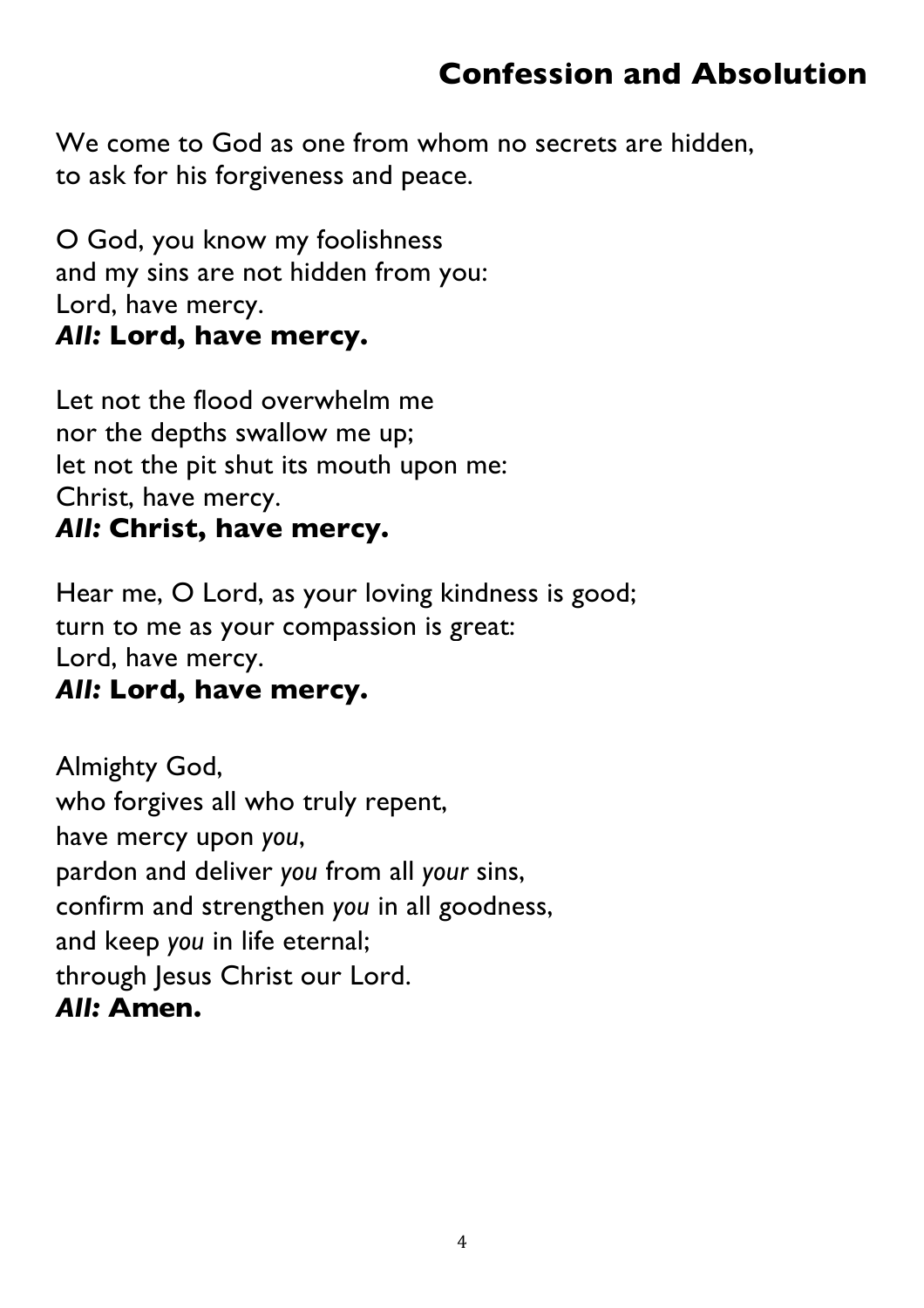## Confession and Absolution

We come to God as one from whom no secrets are hidden,
to ask for his forgiveness and peace.

O God, you know my foolishness
and my sins are not hidden from you:
Lord, have mercy.
***All:* Lord, have mercy.**

Let not the flood overwhelm me
nor the depths swallow me up;
let not the pit shut its mouth upon me:
Christ, have mercy.
***All:* Christ, have mercy.**

Hear me, O Lord, as your loving kindness is good;
turn to me as your compassion is great:
Lord, have mercy.
***All:* Lord, have mercy.**

Almighty God,
who forgives all who truly repent,
have mercy upon *you*,
pardon and deliver *you* from all *your* sins,
confirm and strengthen *you* in all goodness,
and keep *you* in life eternal;
through Jesus Christ our Lord.
***All:* Amen.**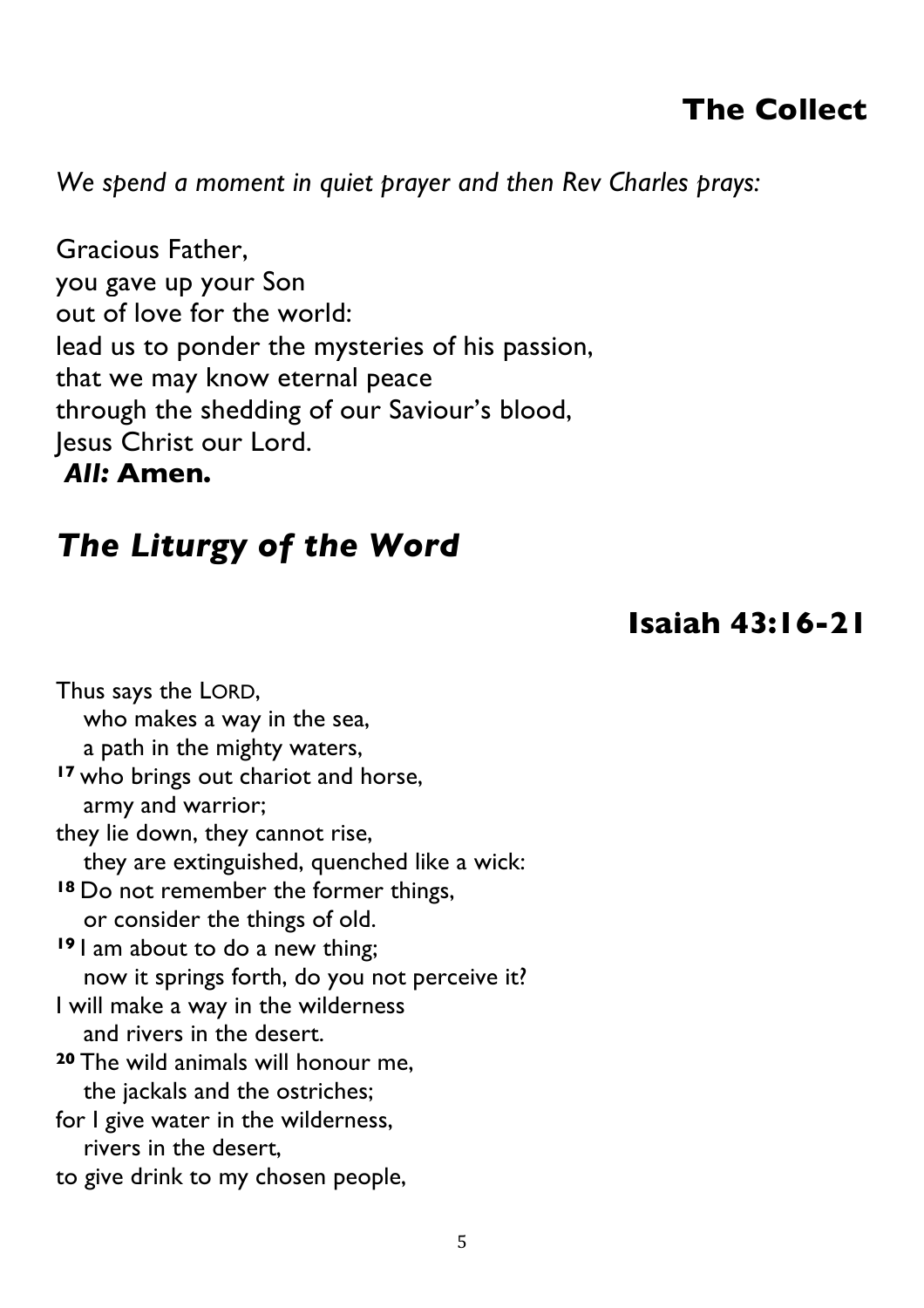## The Collect

*We spend a moment in quiet prayer and then Rev Charles prays:*

Gracious Father,
you gave up your Son
out of love for the world:
lead us to ponder the mysteries of his passion,
that we may know eternal peace
through the shedding of our Saviour's blood,
Jesus Christ our Lord.
***All:*** **Amen.**

# *The Liturgy of the Word*

## Isaiah 43:16-21

Thus says the LORD,
   who makes a way in the sea,
   a path in the mighty waters,
**17** who brings out chariot and horse,
   army and warrior;
they lie down, they cannot rise,
   they are extinguished, quenched like a wick:
**18** Do not remember the former things,
   or consider the things of old.
**19** I am about to do a new thing;
   now it springs forth, do you not perceive it?
I will make a way in the wilderness
   and rivers in the desert.
**20** The wild animals will honour me,
   the jackals and the ostriches;
for I give water in the wilderness,
   rivers in the desert,
to give drink to my chosen people,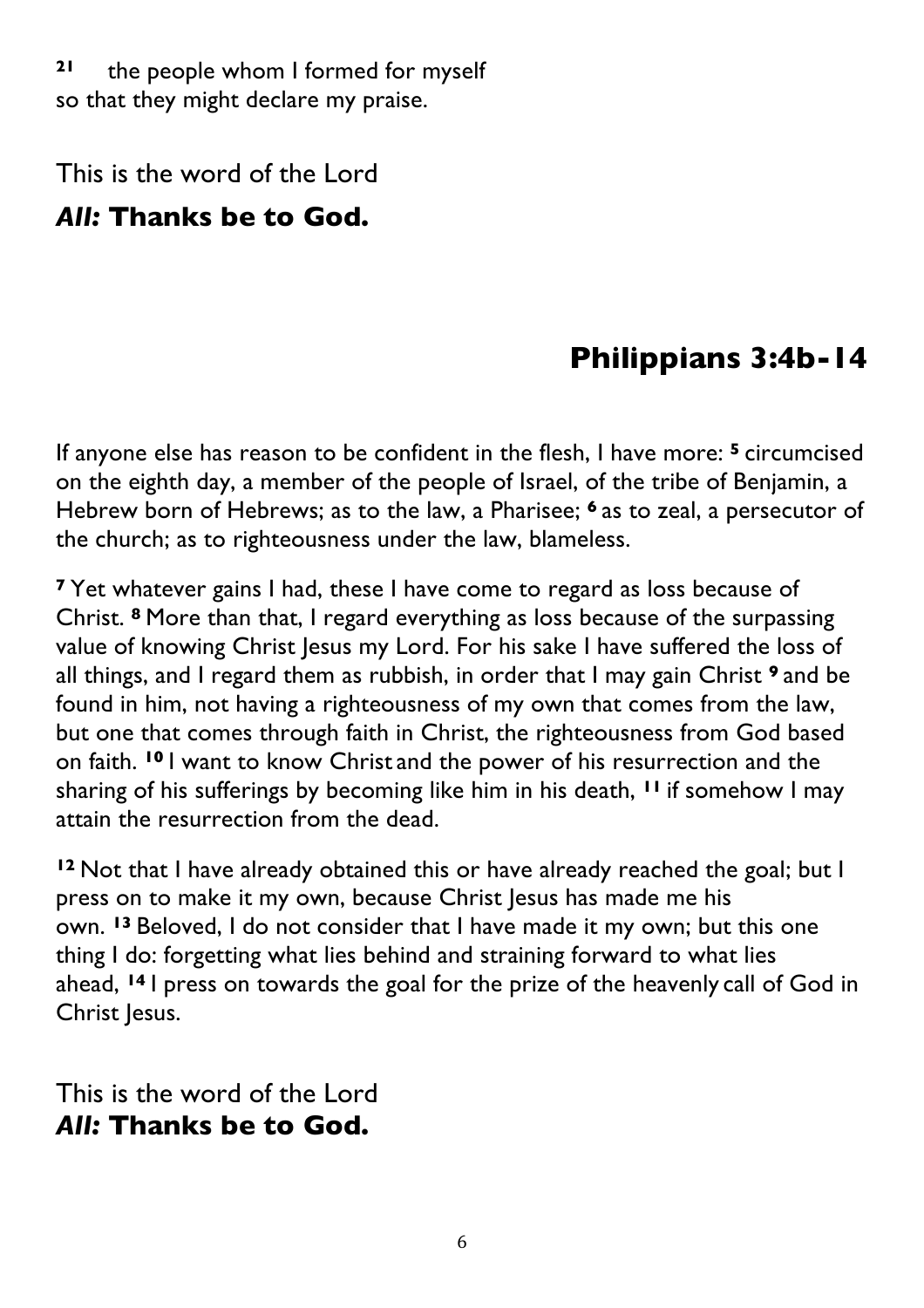[21] the people whom I formed for myself
so that they might declare my praise.

This is the word of the Lord
***All:* Thanks be to God.**

## Philippians 3:4b-14

If anyone else has reason to be confident in the flesh, I have more: [5] circumcised on the eighth day, a member of the people of Israel, of the tribe of Benjamin, a Hebrew born of Hebrews; as to the law, a Pharisee; [6] as to zeal, a persecutor of the church; as to righteousness under the law, blameless.

[7] Yet whatever gains I had, these I have come to regard as loss because of Christ. [8] More than that, I regard everything as loss because of the surpassing value of knowing Christ Jesus my Lord. For his sake I have suffered the loss of all things, and I regard them as rubbish, in order that I may gain Christ [9] and be found in him, not having a righteousness of my own that comes from the law, but one that comes through faith in Christ, the righteousness from God based on faith. [10] I want to know Christ and the power of his resurrection and the sharing of his sufferings by becoming like him in his death, [11] if somehow I may attain the resurrection from the dead.

[12] Not that I have already obtained this or have already reached the goal; but I press on to make it my own, because Christ Jesus has made me his own. [13] Beloved, I do not consider that I have made it my own; but this one thing I do: forgetting what lies behind and straining forward to what lies ahead, [14] I press on towards the goal for the prize of the heavenly call of God in Christ Jesus.

This is the word of the Lord
***All:* Thanks be to God.**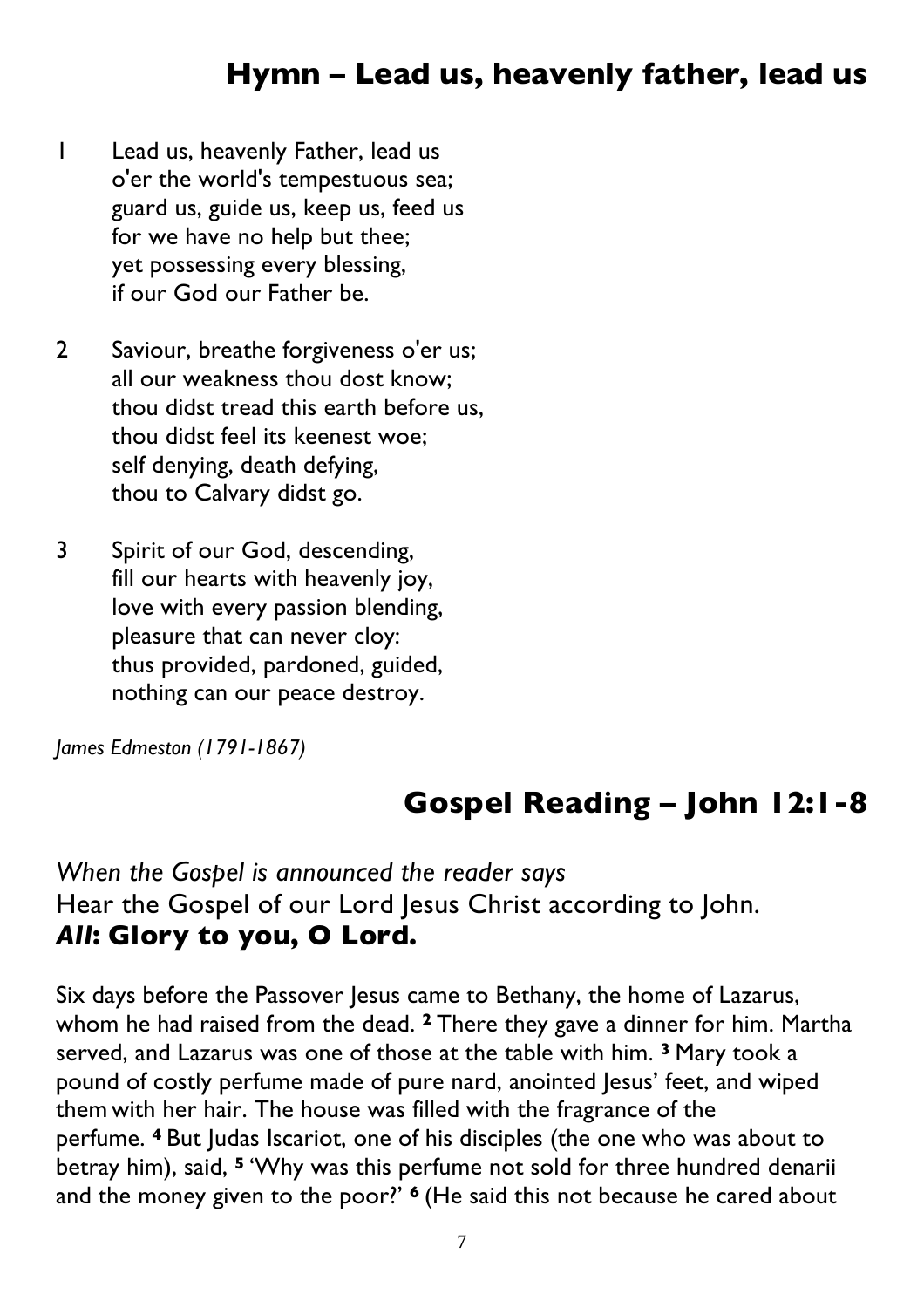## Hymn – Lead us, heavenly father, lead us

1 Lead us, heavenly Father, lead us
o'er the world's tempestuous sea;
guard us, guide us, keep us, feed us
for we have no help but thee;
yet possessing every blessing,
if our God our Father be.

2 Saviour, breathe forgiveness o'er us;
all our weakness thou dost know;
thou didst tread this earth before us,
thou didst feel its keenest woe;
self denying, death defying,
thou to Calvary didst go.

3 Spirit of our God, descending,
fill our hearts with heavenly joy,
love with every passion blending,
pleasure that can never cloy:
thus provided, pardoned, guided,
nothing can our peace destroy.

*James Edmeston (1791-1867)*

## Gospel Reading – John 12:1-8

*When the Gospel is announced the reader says*
Hear the Gospel of our Lord Jesus Christ according to John.
***All*: Glory to you, O Lord.**

Six days before the Passover Jesus came to Bethany, the home of Lazarus, whom he had raised from the dead. **2** There they gave a dinner for him. Martha served, and Lazarus was one of those at the table with him. **3** Mary took a pound of costly perfume made of pure nard, anointed Jesus' feet, and wiped them with her hair. The house was filled with the fragrance of the perfume. **4** But Judas Iscariot, one of his disciples (the one who was about to betray him), said, **5** 'Why was this perfume not sold for three hundred denarii and the money given to the poor?' **6** (He said this not because he cared about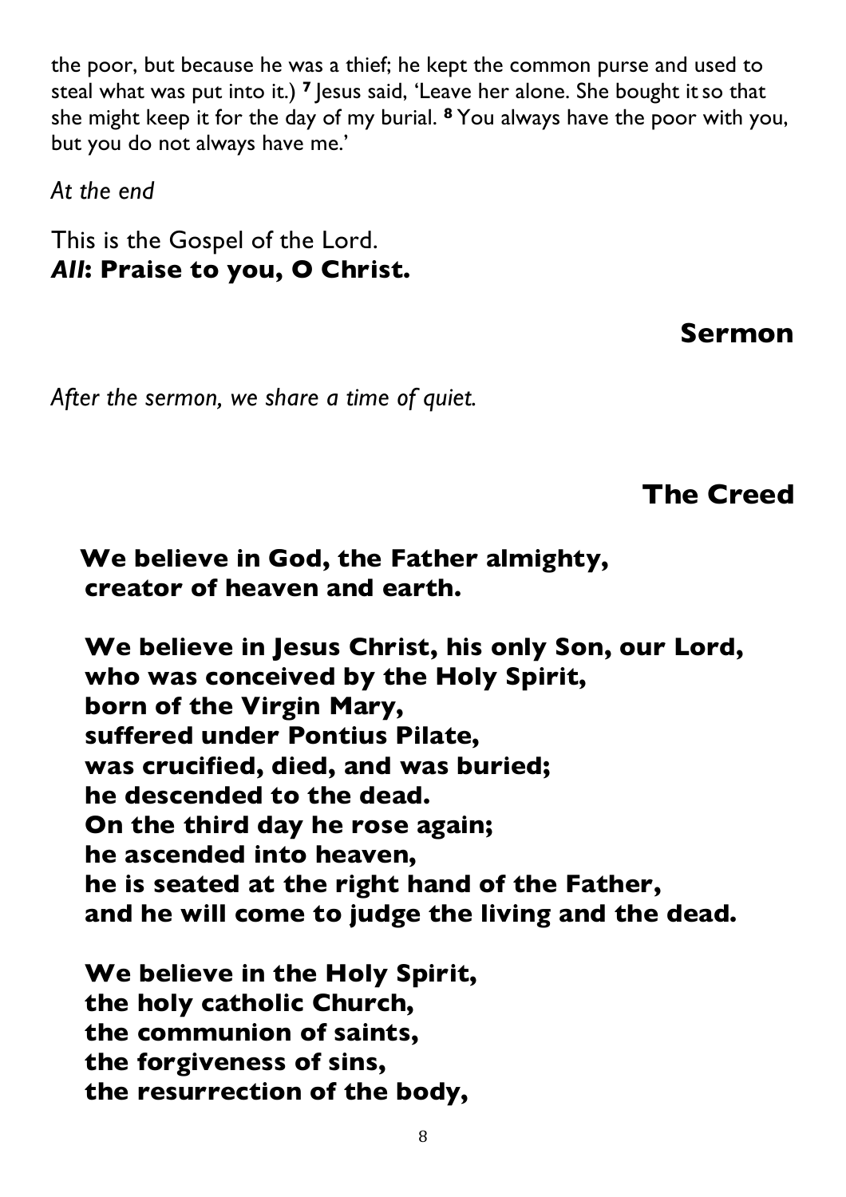the poor, but because he was a thief; he kept the common purse and used to steal what was put into it.) **7** Jesus said, 'Leave her alone. She bought it so that she might keep it for the day of my burial. **8** You always have the poor with you, but you do not always have me.'

*At the end*

This is the Gospel of the Lord.
***All*****: Praise to you, O Christ.**

## Sermon

*After the sermon, we share a time of quiet.*

## The Creed

**We believe in God, the Father almighty,**
**creator of heaven and earth.**

**We believe in Jesus Christ, his only Son, our Lord,**
**who was conceived by the Holy Spirit,**
**born of the Virgin Mary,**
**suffered under Pontius Pilate,**
**was crucified, died, and was buried;**
**he descended to the dead.**
**On the third day he rose again;**
**he ascended into heaven,**
**he is seated at the right hand of the Father,**
**and he will come to judge the living and the dead.**

**We believe in the Holy Spirit,**
**the holy catholic Church,**
**the communion of saints,**
**the forgiveness of sins,**
**the resurrection of the body,**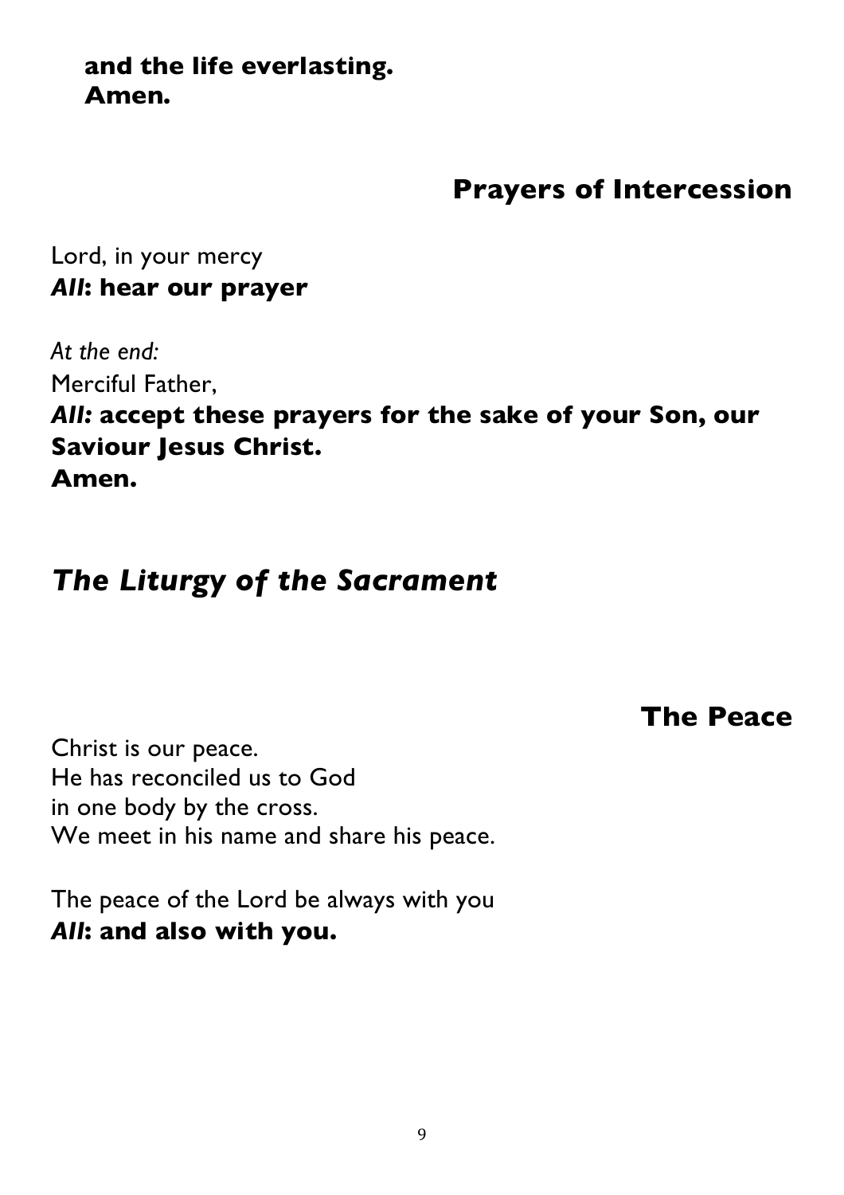**and the life everlasting.**
**Amen.**

## Prayers of Intercession

Lord, in your mercy
***All*****: hear our prayer**

*At the end:*
Merciful Father,
***All:* accept these prayers for the sake of your Son, our Saviour Jesus Christ.**
**Amen.**

# *The Liturgy of the Sacrament*

## The Peace

Christ is our peace.
He has reconciled us to God
in one body by the cross.
We meet in his name and share his peace.

The peace of the Lord be always with you
***All*****: and also with you.**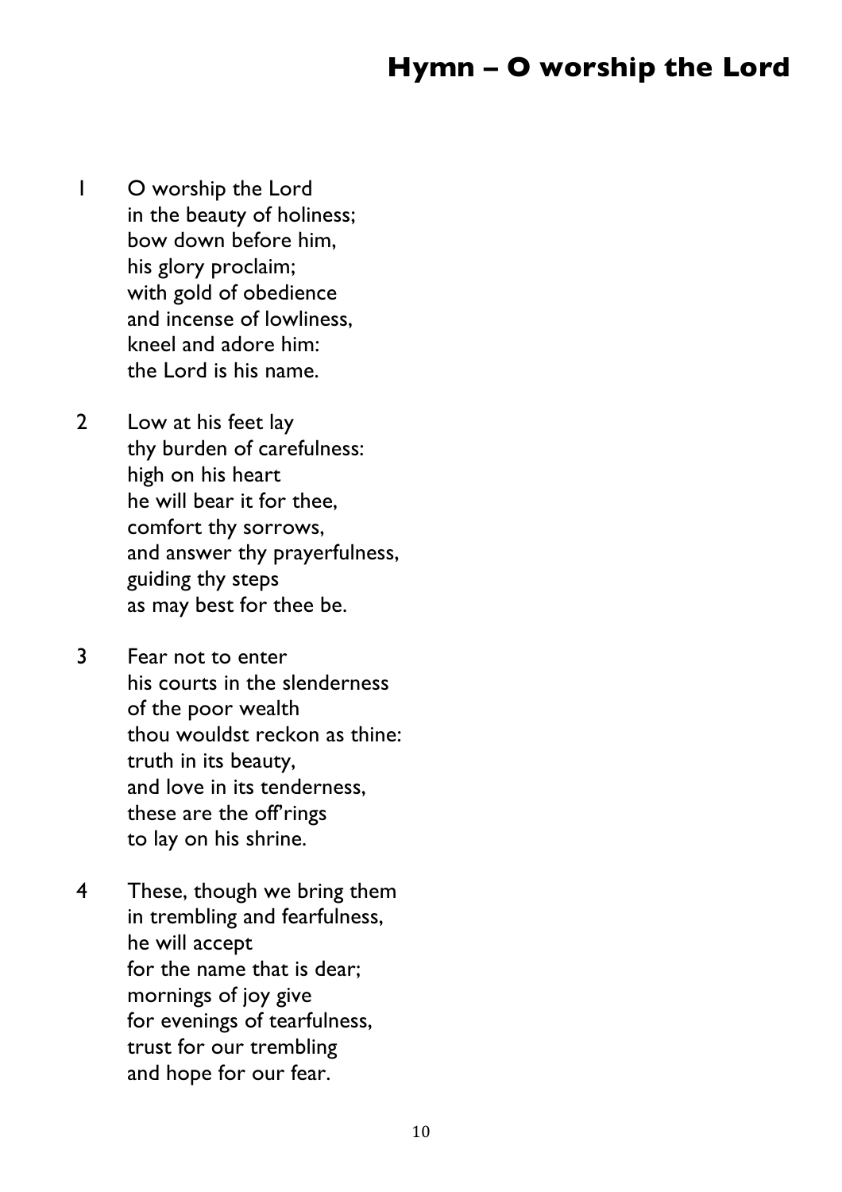# Hymn – O worship the Lord

1 O worship the Lord  
in the beauty of holiness;  
bow down before him,  
his glory proclaim;  
with gold of obedience  
and incense of lowliness,  
kneel and adore him:  
the Lord is his name.

2 Low at his feet lay  
thy burden of carefulness:  
high on his heart  
he will bear it for thee,  
comfort thy sorrows,  
and answer thy prayerfulness,  
guiding thy steps  
as may best for thee be.

3 Fear not to enter  
his courts in the slenderness  
of the poor wealth  
thou wouldst reckon as thine:  
truth in its beauty,  
and love in its tenderness,  
these are the off'rings  
to lay on his shrine.

4 These, though we bring them  
in trembling and fearfulness,  
he will accept  
for the name that is dear;  
mornings of joy give  
for evenings of tearfulness,  
trust for our trembling  
and hope for our fear.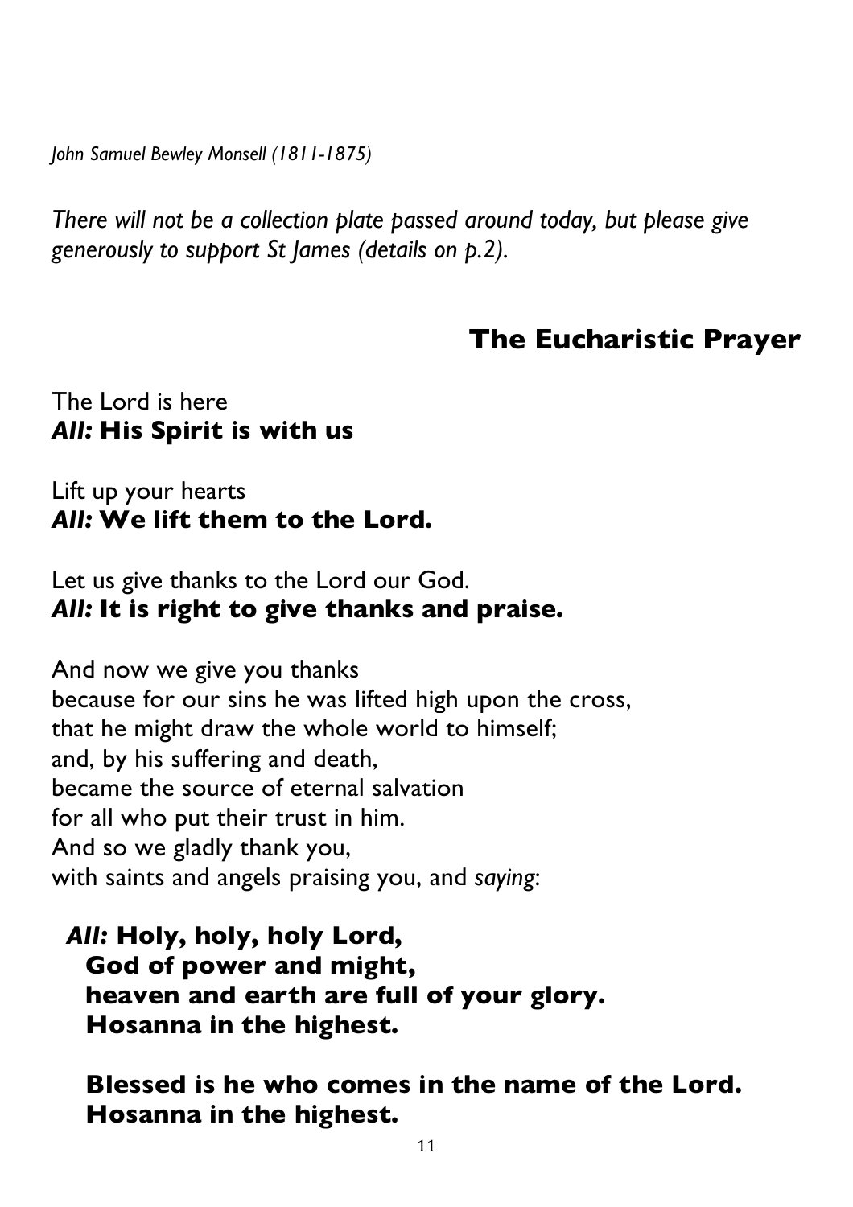*John Samuel Bewley Monsell (1811-1875)*

*There will not be a collection plate passed around today, but please give generously to support St James (details on p.2).*

## The Eucharistic Prayer

The Lord is here
***All:*** **His Spirit is with us**

Lift up your hearts
***All:*** **We lift them to the Lord.**

Let us give thanks to the Lord our God.
***All:*** **It is right to give thanks and praise.**

And now we give you thanks
because for our sins he was lifted high upon the cross,
that he might draw the whole world to himself;
and, by his suffering and death,
became the source of eternal salvation
for all who put their trust in him.
And so we gladly thank you,
with saints and angels praising you, and *saying*:

***All:*** **Holy, holy, holy Lord,**
**God of power and might,**
**heaven and earth are full of your glory.**
**Hosanna in the highest.**

**Blessed is he who comes in the name of the Lord.**
**Hosanna in the highest.**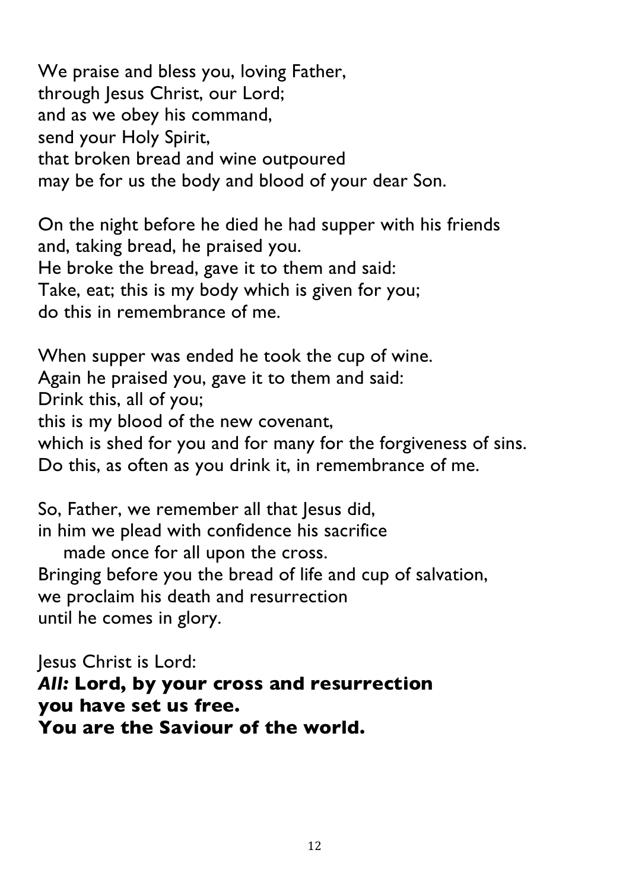We praise and bless you, loving Father,
through Jesus Christ, our Lord;
and as we obey his command,
send your Holy Spirit,
that broken bread and wine outpoured
may be for us the body and blood of your dear Son.

On the night before he died he had supper with his friends
and, taking bread, he praised you.
He broke the bread, gave it to them and said:
Take, eat; this is my body which is given for you;
do this in remembrance of me.

When supper was ended he took the cup of wine.
Again he praised you, gave it to them and said:
Drink this, all of you;
this is my blood of the new covenant,
which is shed for you and for many for the forgiveness of sins.
Do this, as often as you drink it, in remembrance of me.

So, Father, we remember all that Jesus did,
in him we plead with confidence his sacrifice
    made once for all upon the cross.
Bringing before you the bread of life and cup of salvation,
we proclaim his death and resurrection
until he comes in glory.

Jesus Christ is Lord:
***All:* Lord, by your cross and resurrection**
**you have set us free.**
**You are the Saviour of the world.**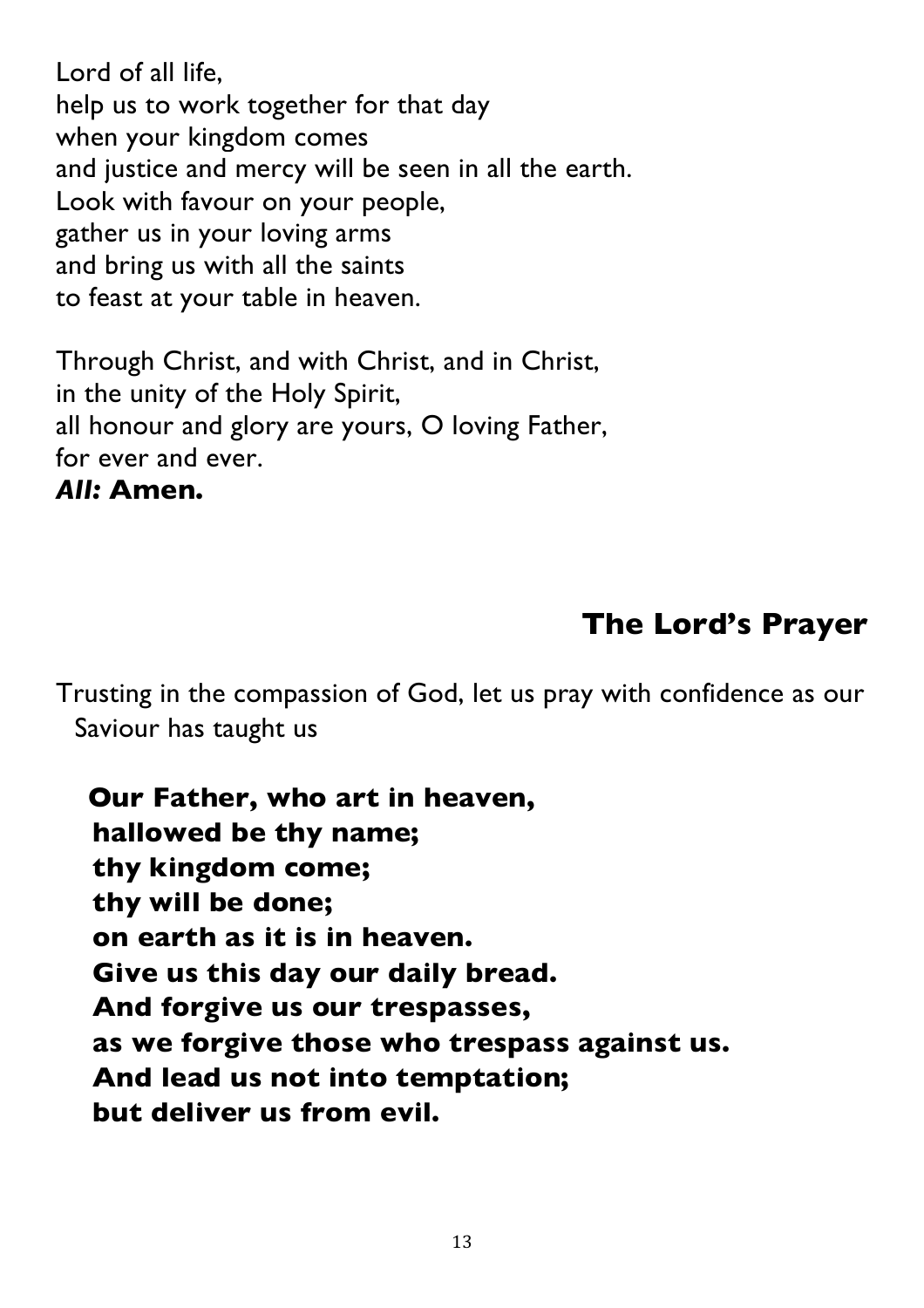Lord of all life,
help us to work together for that day
when your kingdom comes
and justice and mercy will be seen in all the earth.
Look with favour on your people,
gather us in your loving arms
and bring us with all the saints
to feast at your table in heaven.

Through Christ, and with Christ, and in Christ,
in the unity of the Holy Spirit,
all honour and glory are yours, O loving Father,
for ever and ever.
***All:*** **Amen.**

## The Lord's Prayer

Trusting in the compassion of God, let us pray with confidence as our Saviour has taught us

**Our Father, who art in heaven,**
**hallowed be thy name;**
**thy kingdom come;**
**thy will be done;**
**on earth as it is in heaven.**
**Give us this day our daily bread.**
**And forgive us our trespasses,**
**as we forgive those who trespass against us.**
**And lead us not into temptation;**
**but deliver us from evil.**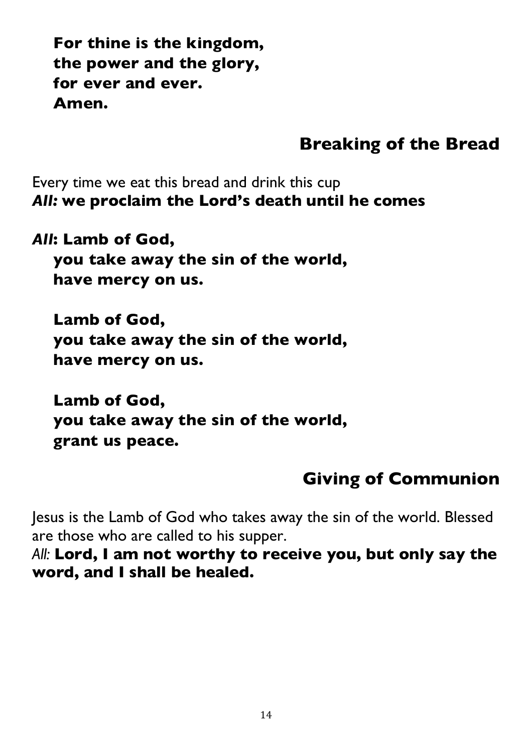**For thine is the kingdom,**
**the power and the glory,**
**for ever and ever.**
**Amen.**

## Breaking of the Bread

Every time we eat this bread and drink this cup
***All:* we proclaim the Lord's death until he comes**

***All*: Lamb of God,**
**you take away the sin of the world,**
**have mercy on us.**

**Lamb of God,**
**you take away the sin of the world,**
**have mercy on us.**

**Lamb of God,**
**you take away the sin of the world,**
**grant us peace.**

## Giving of Communion

Jesus is the Lamb of God who takes away the sin of the world. Blessed are those who are called to his supper.
*All:* **Lord, I am not worthy to receive you, but only say the word, and I shall be healed.**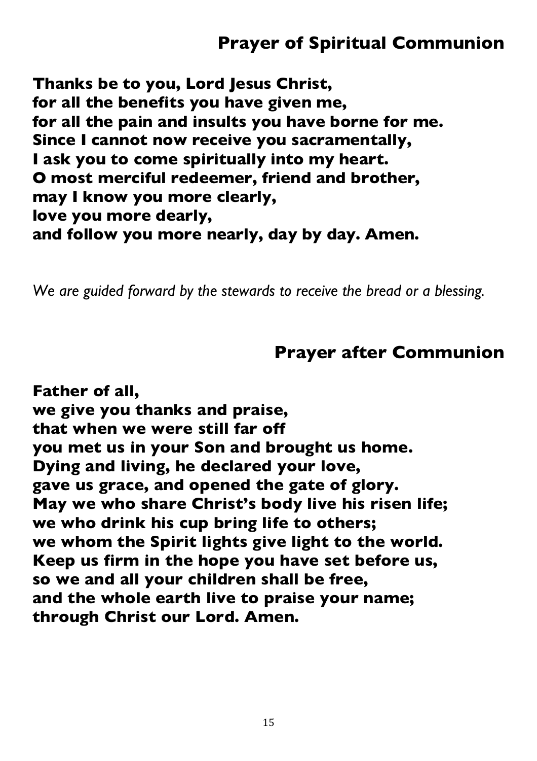## Prayer of Spiritual Communion

**Thanks be to you, Lord Jesus Christ,
for all the benefits you have given me,
for all the pain and insults you have borne for me.
Since I cannot now receive you sacramentally,
I ask you to come spiritually into my heart.
O most merciful redeemer, friend and brother,
may I know you more clearly,
love you more dearly,
and follow you more nearly, day by day. Amen.**

*We are guided forward by the stewards to receive the bread or a blessing.*

## Prayer after Communion

**Father of all,
we give you thanks and praise,
that when we were still far off
you met us in your Son and brought us home.
Dying and living, he declared your love,
gave us grace, and opened the gate of glory.
May we who share Christ's body live his risen life;
we who drink his cup bring life to others;
we whom the Spirit lights give light to the world.
Keep us firm in the hope you have set before us,
so we and all your children shall be free,
and the whole earth live to praise your name;
through Christ our Lord. Amen.**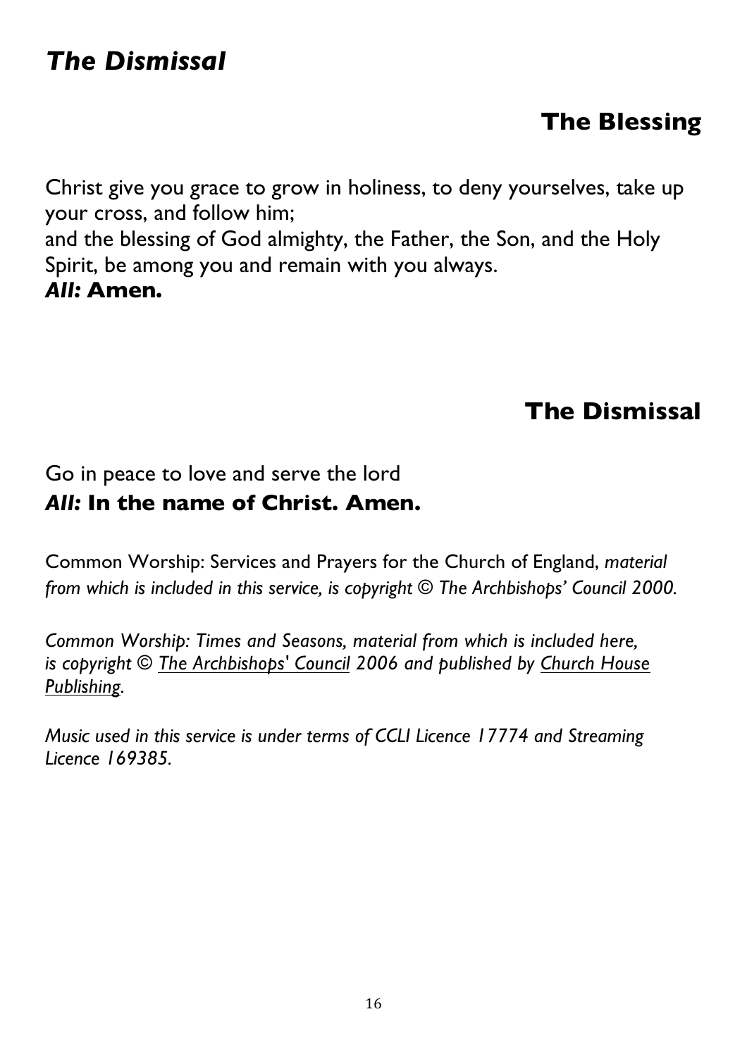## *The Dismissal*

### The Blessing

Christ give you grace to grow in holiness, to deny yourselves, take up your cross, and follow him;
and the blessing of God almighty, the Father, the Son, and the Holy Spirit, be among you and remain with you always.
***All:*** **Amen.**

### The Dismissal

Go in peace to love and serve the lord
***All:*** **In the name of Christ. Amen.**

Common Worship: Services and Prayers for the Church of England, *material from which is included in this service, is copyright © The Archbishops' Council 2000.*

*Common Worship: Times and Seasons, material from which is included here, is copyright © The Archbishops' Council 2006 and published by Church House Publishing.*

*Music used in this service is under terms of CCLI Licence 17774 and Streaming Licence 169385.*